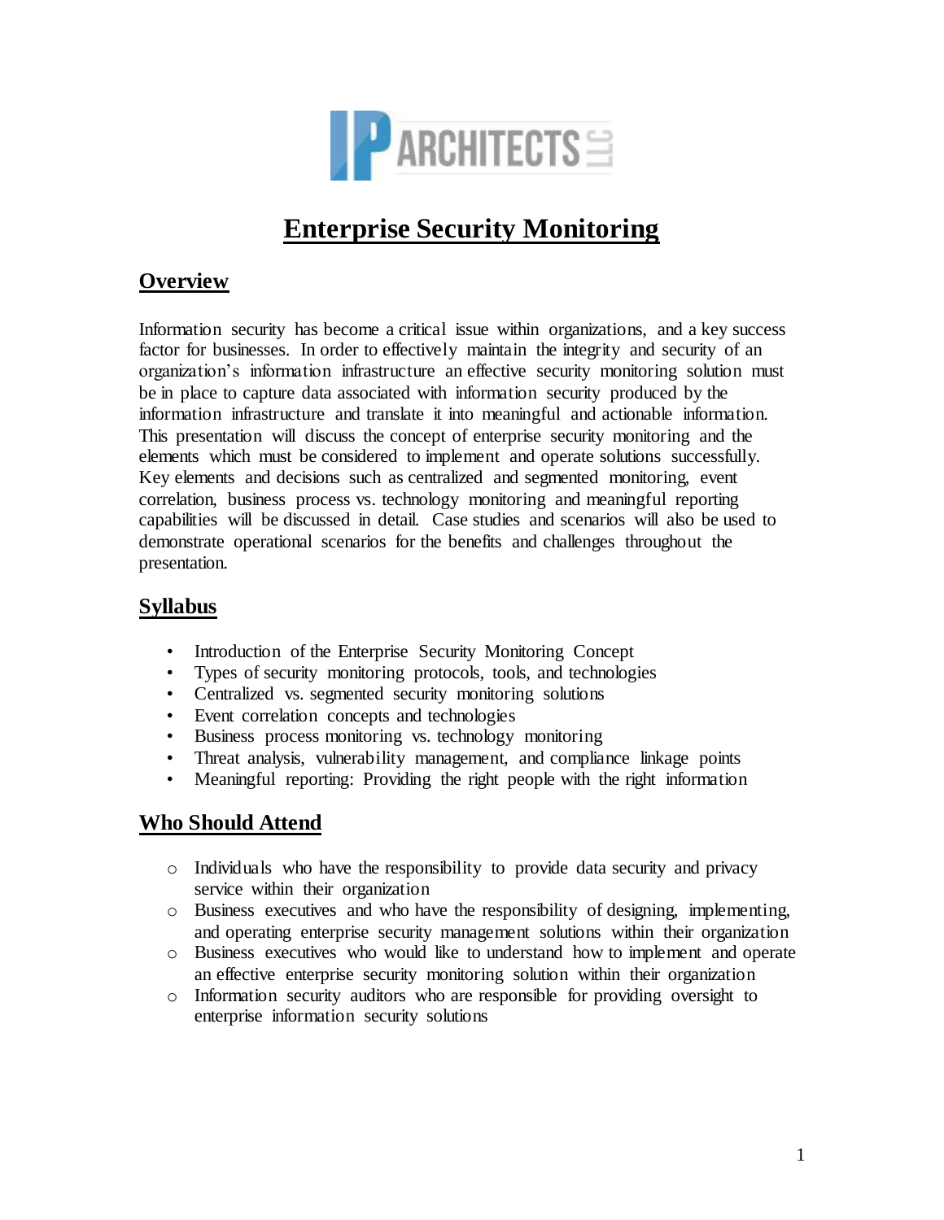IP ARCHITECTS LLC

# Enterprise Security Monitoring

## Overview

Information security has become a critical issue within organizations, and a key success factor for businesses. In order to effectively maintain the integrity and security of an organization's information infrastructure an effective security monitoring solution must be in place to capture data associated with information security produced by the information infrastructure and translate it into meaningful and actionable information. This presentation will discuss the concept of enterprise security monitoring and the elements which must be considered to implement and operate solutions successfully. Key elements and decisions such as centralized and segmented monitoring, event correlation, business process vs. technology monitoring and meaningful reporting capabilities will be discussed in detail. Case studies and scenarios will also be used to demonstrate operational scenarios for the benefits and challenges throughout the presentation.

## Syllabus

- Introduction of the Enterprise Security Monitoring Concept
- Types of security monitoring protocols, tools, and technologies
- Centralized vs. segmented security monitoring solutions
- Event correlation concepts and technologies
- Business process monitoring vs. technology monitoring
- Threat analysis, vulnerability management, and compliance linkage points
- Meaningful reporting: Providing the right people with the right information

## Who Should Attend

- Individuals who have the responsibility to provide data security and privacy service within their organization
- Business executives and who have the responsibility of designing, implementing, and operating enterprise security management solutions within their organization
- Business executives who would like to understand how to implement and operate an effective enterprise security monitoring solution within their organization
- Information security auditors who are responsible for providing oversight to enterprise information security solutions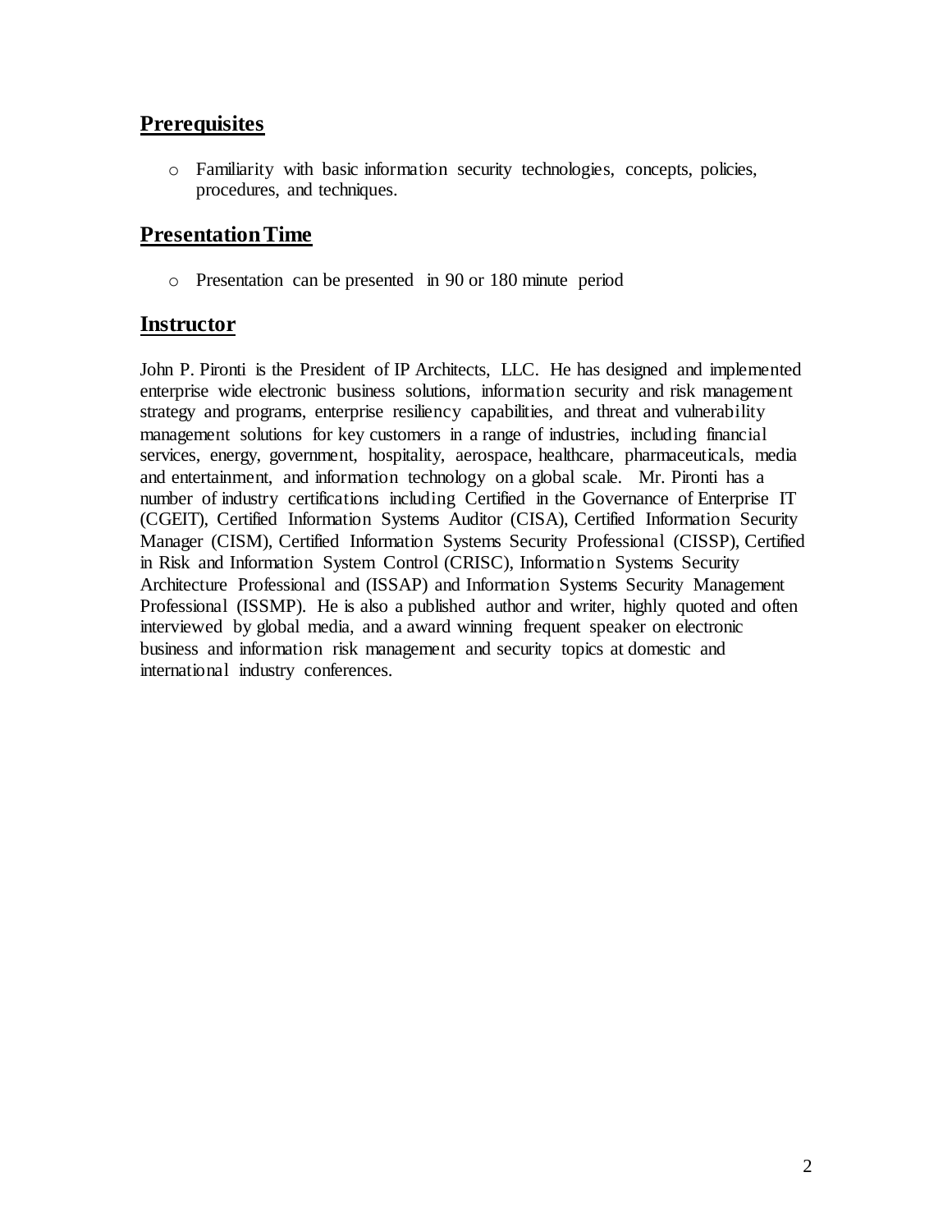## Prerequisites

- Familiarity with basic information security technologies, concepts, policies, procedures, and techniques.

## Presentation Time

- Presentation can be presented in 90 or 180 minute period

## Instructor

John P. Pironti is the President of IP Architects, LLC. He has designed and implemented enterprise wide electronic business solutions, information security and risk management strategy and programs, enterprise resiliency capabilities, and threat and vulnerability management solutions for key customers in a range of industries, including financial services, energy, government, hospitality, aerospace, healthcare, pharmaceuticals, media and entertainment, and information technology on a global scale. Mr. Pironti has a number of industry certifications including Certified in the Governance of Enterprise IT (CGEIT), Certified Information Systems Auditor (CISA), Certified Information Security Manager (CISM), Certified Information Systems Security Professional (CISSP), Certified in Risk and Information System Control (CRISC), Information Systems Security Architecture Professional and (ISSAP) and Information Systems Security Management Professional (ISSMP). He is also a published author and writer, highly quoted and often interviewed by global media, and a award winning frequent speaker on electronic business and information risk management and security topics at domestic and international industry conferences.